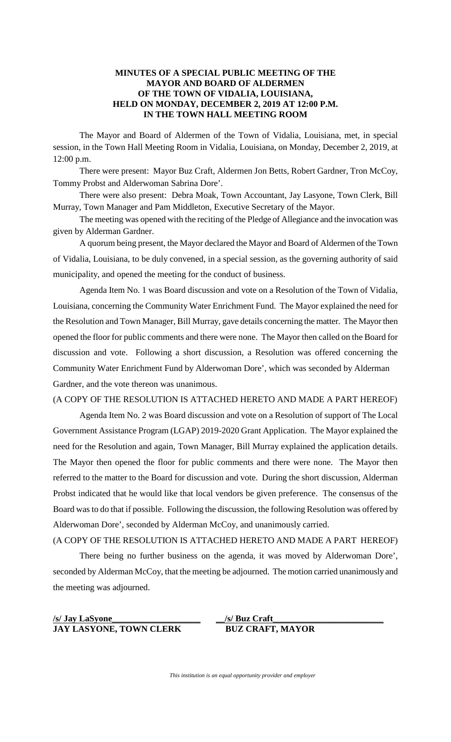**MINUTES OF A SPECIAL PUBLIC MEETING OF THE MAYOR AND BOARD OF ALDERMEN OF THE TOWN OF VIDALIA, LOUISIANA, HELD ON MONDAY, DECEMBER 2, 2019 AT 12:00 P.M. IN THE TOWN HALL MEETING ROOM**

The Mayor and Board of Aldermen of the Town of Vidalia, Louisiana, met, in special session, in the Town Hall Meeting Room in Vidalia, Louisiana, on Monday, December 2, 2019, at 12:00 p.m.

There were present: Mayor Buz Craft, Aldermen Jon Betts, Robert Gardner, Tron McCoy, Tommy Probst and Alderwoman Sabrina Dore'.

There were also present: Debra Moak, Town Accountant, Jay Lasyone, Town Clerk, Bill Murray, Town Manager and Pam Middleton, Executive Secretary of the Mayor.

The meeting was opened with the reciting of the Pledge of Allegiance and the invocation was given by Alderman Gardner.

A quorum being present, the Mayor declared the Mayor and Board of Aldermen of the Town of Vidalia, Louisiana, to be duly convened, in a special session, as the governing authority of said municipality, and opened the meeting for the conduct of business.

Agenda Item No. 1 was Board discussion and vote on a Resolution of the Town of Vidalia, Louisiana, concerning the Community Water Enrichment Fund. The Mayor explained the need for the Resolution and Town Manager, Bill Murray, gave details concerning the matter. The Mayor then opened the floor for public comments and there were none. The Mayor then called on the Board for discussion and vote. Following a short discussion, a Resolution was offered concerning the Community Water Enrichment Fund by Alderwoman Dore', which was seconded by Alderman Gardner, and the vote thereon was unanimous.

(A COPY OF THE RESOLUTION IS ATTACHED HERETO AND MADE A PART HEREOF)

Agenda Item No. 2 was Board discussion and vote on a Resolution of support of The Local Government Assistance Program (LGAP) 2019-2020 Grant Application. The Mayor explained the need for the Resolution and again, Town Manager, Bill Murray explained the application details. The Mayor then opened the floor for public comments and there were none. The Mayor then referred to the matter to the Board for discussion and vote. During the short discussion, Alderman Probst indicated that he would like that local vendors be given preference. The consensus of the Board was to do that if possible. Following the discussion, the following Resolution was offered by Alderwoman Dore', seconded by Alderman McCoy, and unanimously carried.

(A COPY OF THE RESOLUTION IS ATTACHED HERETO AND MADE A PART HEREOF)

There being no further business on the agenda, it was moved by Alderwoman Dore', seconded by Alderman McCoy, that the meeting be adjourned. The motion carried unanimously and the meeting was adjourned.

| **/s/ Jay LaSyone** | **/s/ Buz Craft** |
|---|---|
| **JAY LASYONE, TOWN CLERK** | **BUZ CRAFT, MAYOR** |

*This institution is an equal opportunity provider and employer*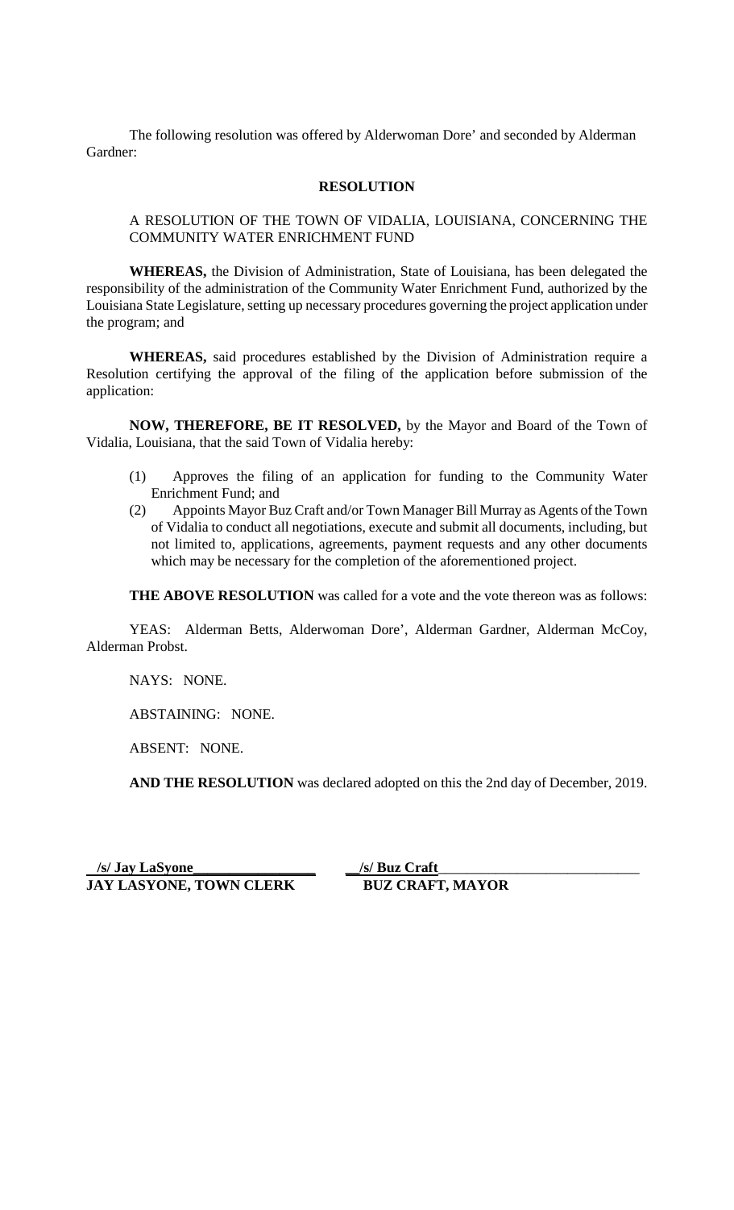The following resolution was offered by Alderwoman Dore' and seconded by Alderman Gardner:

**RESOLUTION**

A RESOLUTION OF THE TOWN OF VIDALIA, LOUISIANA, CONCERNING THE COMMUNITY WATER ENRICHMENT FUND

**WHEREAS,** the Division of Administration, State of Louisiana, has been delegated the responsibility of the administration of the Community Water Enrichment Fund, authorized by the Louisiana State Legislature, setting up necessary procedures governing the project application under the program; and

**WHEREAS,** said procedures established by the Division of Administration require a Resolution certifying the approval of the filing of the application before submission of the application:

**NOW, THEREFORE, BE IT RESOLVED,** by the Mayor and Board of the Town of Vidalia, Louisiana, that the said Town of Vidalia hereby:

(1) Approves the filing of an application for funding to the Community Water Enrichment Fund; and

(2) Appoints Mayor Buz Craft and/or Town Manager Bill Murray as Agents of the Town of Vidalia to conduct all negotiations, execute and submit all documents, including, but not limited to, applications, agreements, payment requests and any other documents which may be necessary for the completion of the aforementioned project.

**THE ABOVE RESOLUTION** was called for a vote and the vote thereon was as follows:

YEAS: Alderman Betts, Alderwoman Dore', Alderman Gardner, Alderman McCoy, Alderman Probst.

NAYS: NONE.

ABSTAINING: NONE.

ABSENT: NONE.

**AND THE RESOLUTION** was declared adopted on this the 2nd day of December, 2019.

**/s/ Jay LaSyone**
**JAY LASYONE, TOWN CLERK**

**/s/ Buz Craft**
**BUZ CRAFT, MAYOR**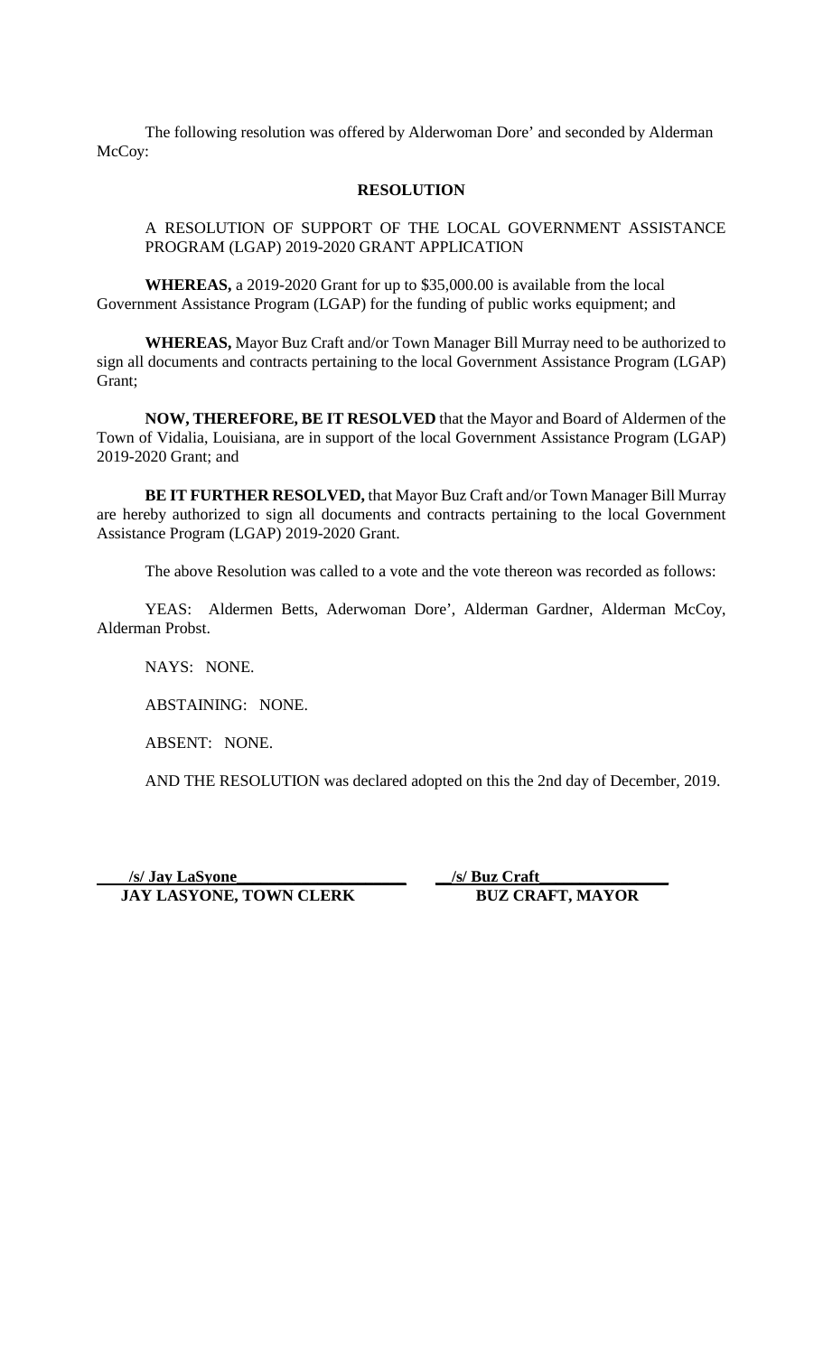The following resolution was offered by Alderwoman Dore' and seconded by Alderman McCoy:

**RESOLUTION**

A RESOLUTION OF SUPPORT OF THE LOCAL GOVERNMENT ASSISTANCE PROGRAM (LGAP) 2019-2020 GRANT APPLICATION

**WHEREAS,** a 2019-2020 Grant for up to $35,000.00 is available from the local Government Assistance Program (LGAP) for the funding of public works equipment; and

**WHEREAS,** Mayor Buz Craft and/or Town Manager Bill Murray need to be authorized to sign all documents and contracts pertaining to the local Government Assistance Program (LGAP) Grant;

**NOW, THEREFORE, BE IT RESOLVED** that the Mayor and Board of Aldermen of the Town of Vidalia, Louisiana, are in support of the local Government Assistance Program (LGAP) 2019-2020 Grant; and

**BE IT FURTHER RESOLVED,** that Mayor Buz Craft and/or Town Manager Bill Murray are hereby authorized to sign all documents and contracts pertaining to the local Government Assistance Program (LGAP) 2019-2020 Grant.

The above Resolution was called to a vote and the vote thereon was recorded as follows:

YEAS: Aldermen Betts, Aderwoman Dore', Alderman Gardner, Alderman McCoy, Alderman Probst.

NAYS: NONE.

ABSTAINING: NONE.

ABSENT: NONE.

AND THE RESOLUTION was declared adopted on this the 2nd day of December, 2019.

**/s/ Jay LaSyone**
**JAY LASYONE, TOWN CLERK**

**/s/ Buz Craft**
**BUZ CRAFT, MAYOR**